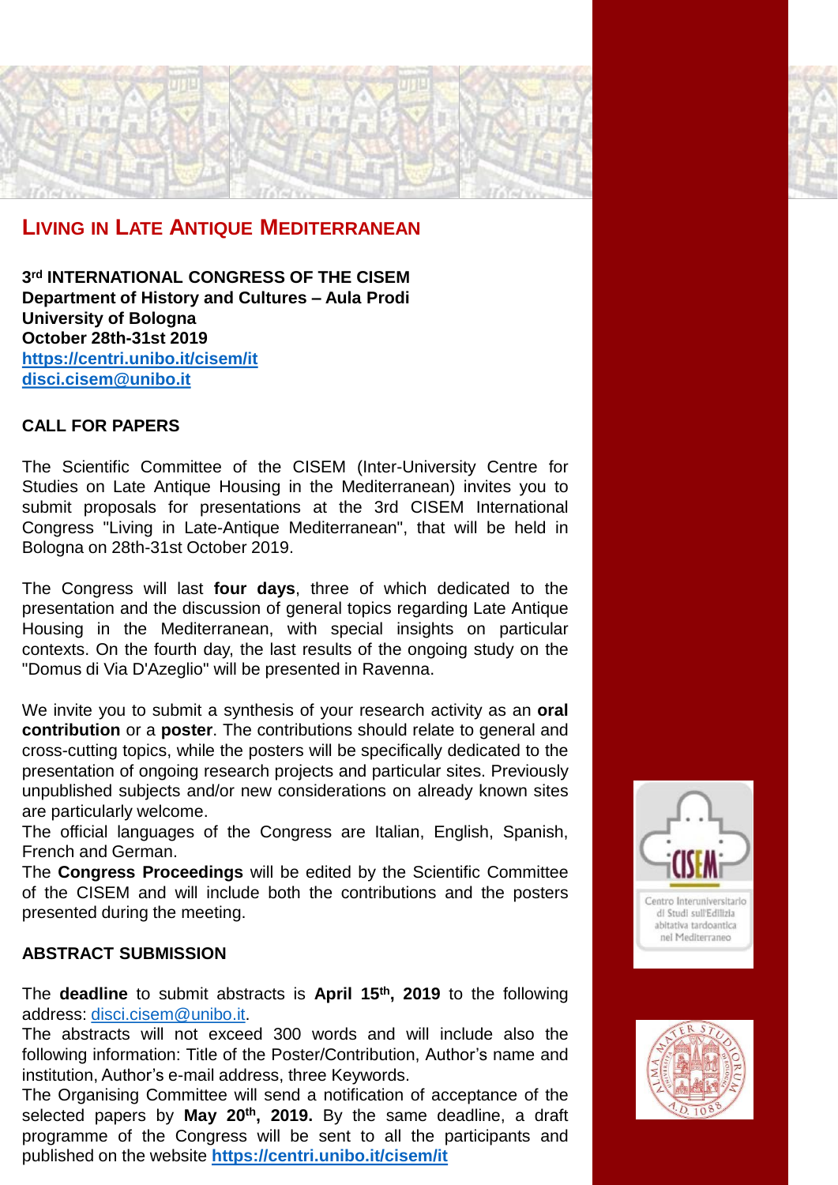# Living in Late Antique Mediterranean

**3rd INTERNATIONAL CONGRESS OF THE CISEM**
**Department of History and Cultures – Aula Prodi**
**University of Bologna**
**October 28th-31st 2019**
**https://centri.unibo.it/cisem/it**
**disci.cisem@unibo.it**

## CALL FOR PAPERS

The Scientific Committee of the CISEM (Inter-University Centre for Studies on Late Antique Housing in the Mediterranean) invites you to submit proposals for presentations at the 3rd CISEM International Congress "Living in Late-Antique Mediterranean", that will be held in Bologna on 28th-31st October 2019.

The Congress will last **four days**, three of which dedicated to the presentation and the discussion of general topics regarding Late Antique Housing in the Mediterranean, with special insights on particular contexts. On the fourth day, the last results of the ongoing study on the "Domus di Via D'Azeglio" will be presented in Ravenna.

We invite you to submit a synthesis of your research activity as an **oral contribution** or a **poster**. The contributions should relate to general and cross-cutting topics, while the posters will be specifically dedicated to the presentation of ongoing research projects and particular sites. Previously unpublished subjects and/or new considerations on already known sites are particularly welcome.
The official languages of the Congress are Italian, English, Spanish, French and German.
The **Congress Proceedings** will be edited by the Scientific Committee of the CISEM and will include both the contributions and the posters presented during the meeting.

## ABSTRACT SUBMISSION

The **deadline** to submit abstracts is **April 15th, 2019** to the following address: disci.cisem@unibo.it.
The abstracts will not exceed 300 words and will include also the following information: Title of the Poster/Contribution, Author's name and institution, Author's e-mail address, three Keywords.
The Organising Committee will send a notification of acceptance of the selected papers by **May 20th, 2019.** By the same deadline, a draft programme of the Congress will be sent to all the participants and published on the website **https://centri.unibo.it/cisem/it**

CISEM
Centro Interuniversitario di Studi sull'Edilizia abitativa tardoantica nel Mediterraneo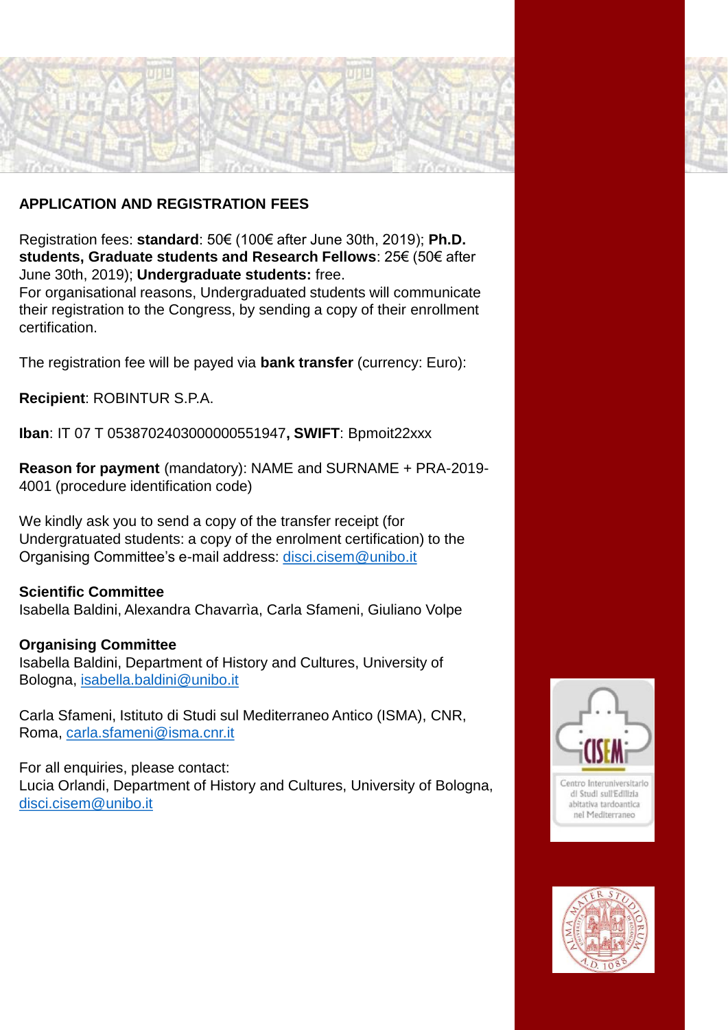## APPLICATION AND REGISTRATION FEES

Registration fees: **standard**: 50€ (100€ after June 30th, 2019); **Ph.D. students, Graduate students and Research Fellows**: 25€ (50€ after June 30th, 2019); **Undergraduate students:** free.
For organisational reasons, Undergraduated students will communicate their registration to the Congress, by sending a copy of their enrollment certification.

The registration fee will be payed via **bank transfer** (currency: Euro):

**Recipient**: ROBINTUR S.P.A.

**Iban**: IT 07 T 0538702403000000551947**, SWIFT**: Bpmoit22xxx

**Reason for payment** (mandatory): NAME and SURNAME + PRA-2019-4001 (procedure identification code)

We kindly ask you to send a copy of the transfer receipt (for Undergratuated students: a copy of the enrolment certification) to the Organising Committee's e-mail address: disci.cisem@unibo.it

**Scientific Committee**
Isabella Baldini, Alexandra Chavarrìa, Carla Sfameni, Giuliano Volpe

**Organising Committee**
Isabella Baldini, Department of History and Cultures, University of Bologna, isabella.baldini@unibo.it

Carla Sfameni, Istituto di Studi sul Mediterraneo Antico (ISMA), CNR, Roma, carla.sfameni@isma.cnr.it

For all enquiries, please contact:
Lucia Orlandi, Department of History and Cultures, University of Bologna, disci.cisem@unibo.it

CISEM
Centro Interuniversitario di Studi sull'Edilizia abitativa tardoantica nel Mediterraneo